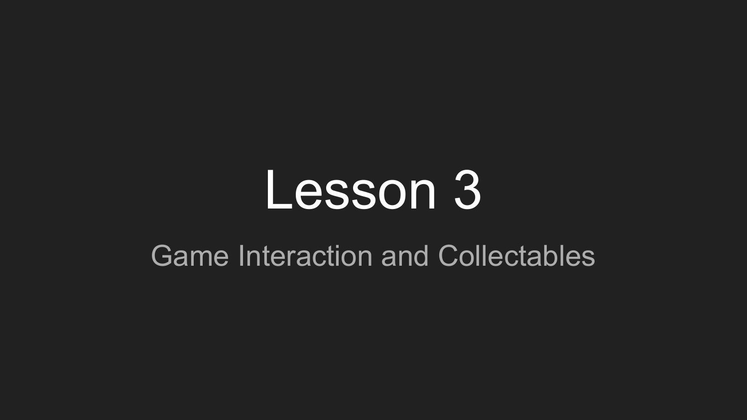# Lesson 3

Game Interaction and Collectables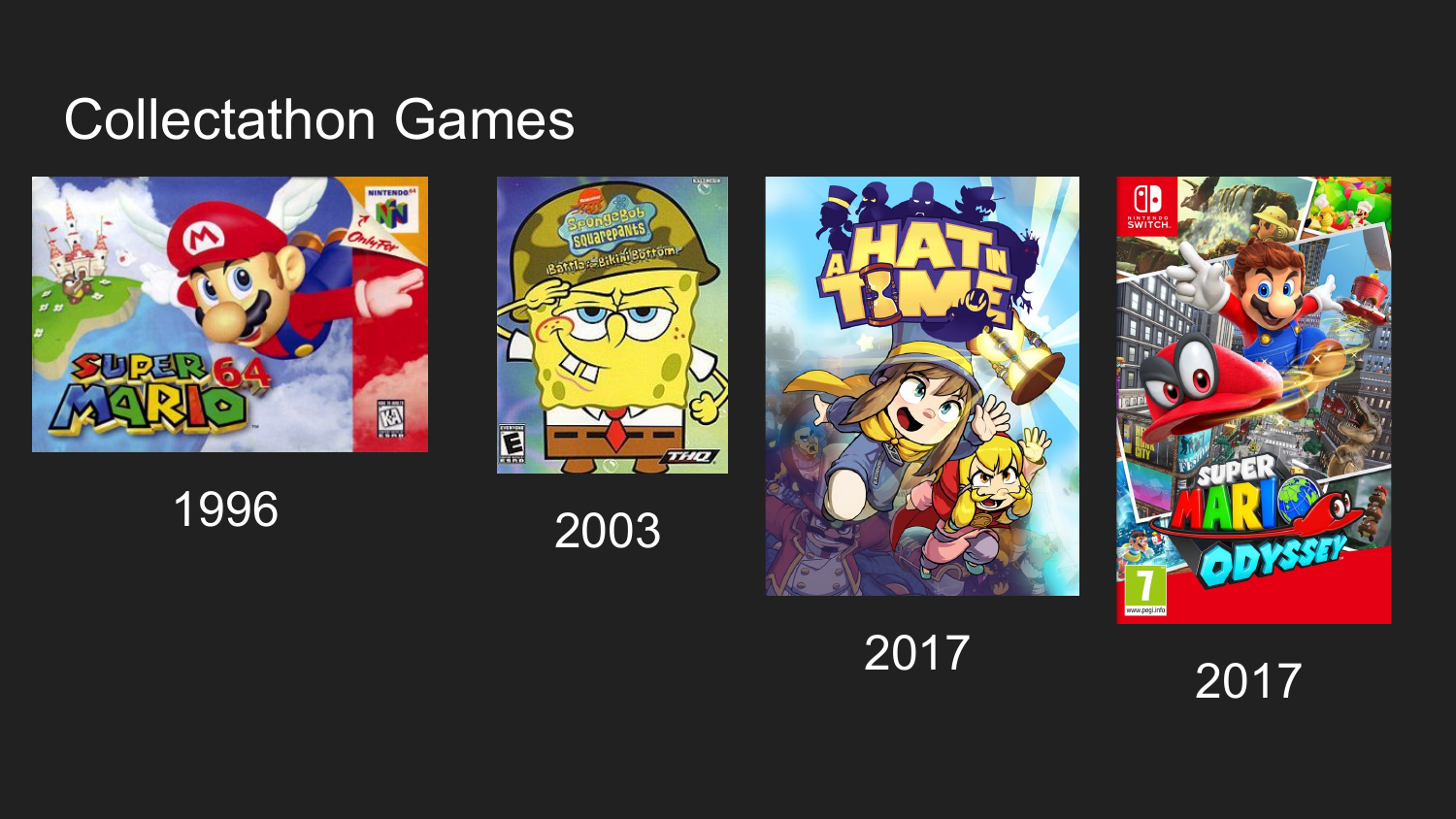# Collectathon Games

1996

2003

2017

2017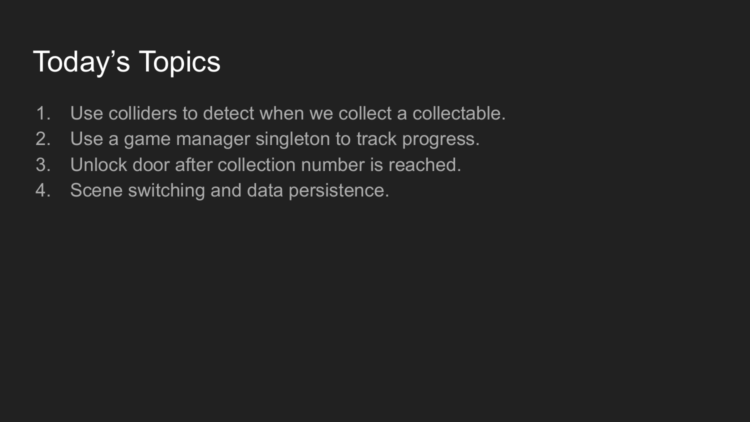# Today’s Topics

1. Use colliders to detect when we collect a collectable.
2. Use a game manager singleton to track progress.
3. Unlock door after collection number is reached.
4. Scene switching and data persistence.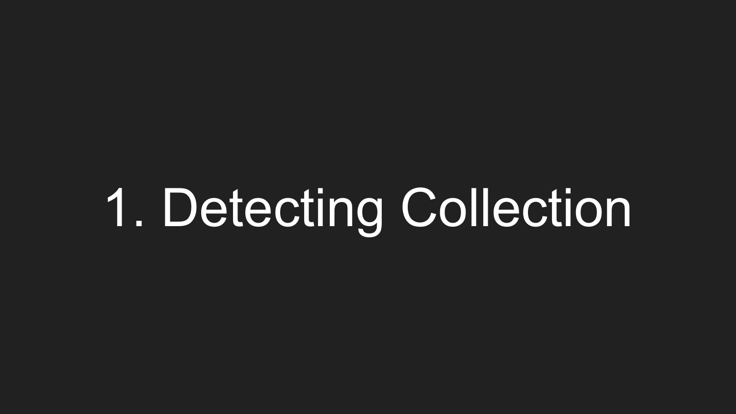# 1. Detecting Collection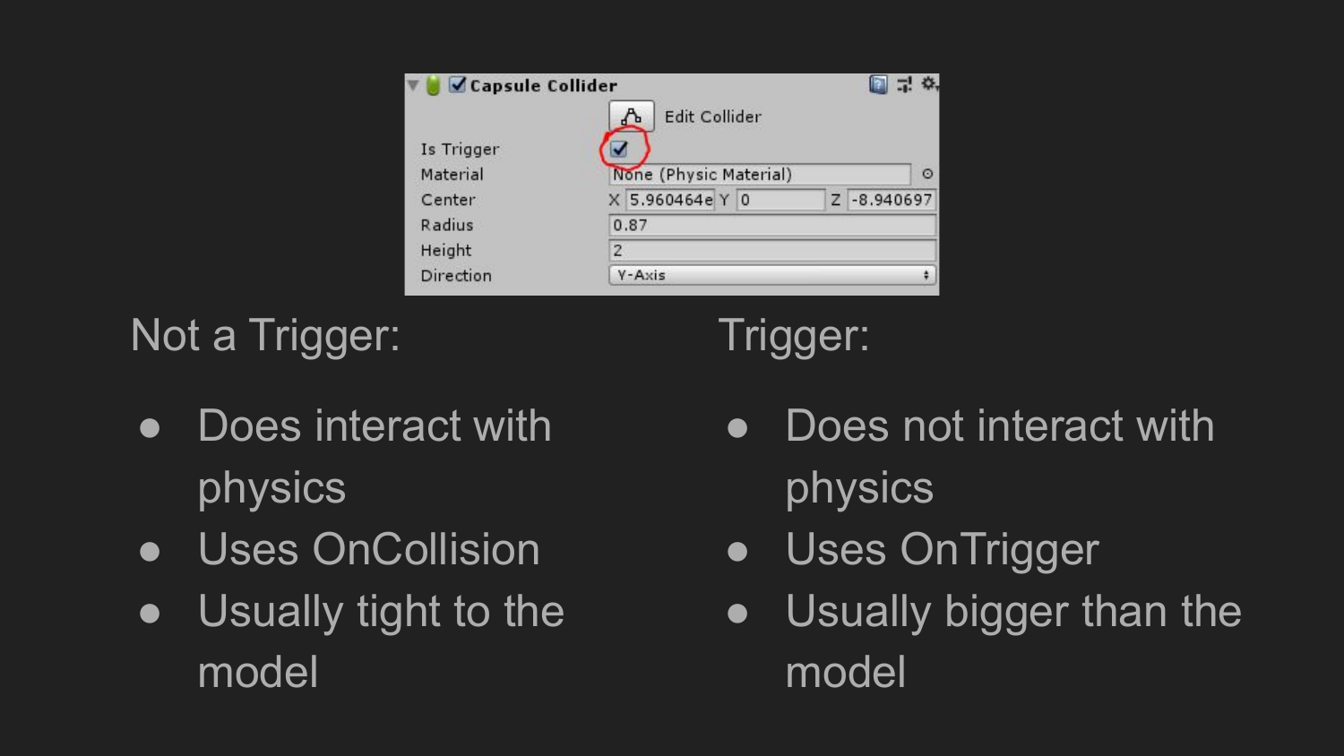Not a Trigger:

- Does interact with physics
- Uses OnCollision
- Usually tight to the model

Trigger:

- Does not interact with physics
- Uses OnTrigger
- Usually bigger than the model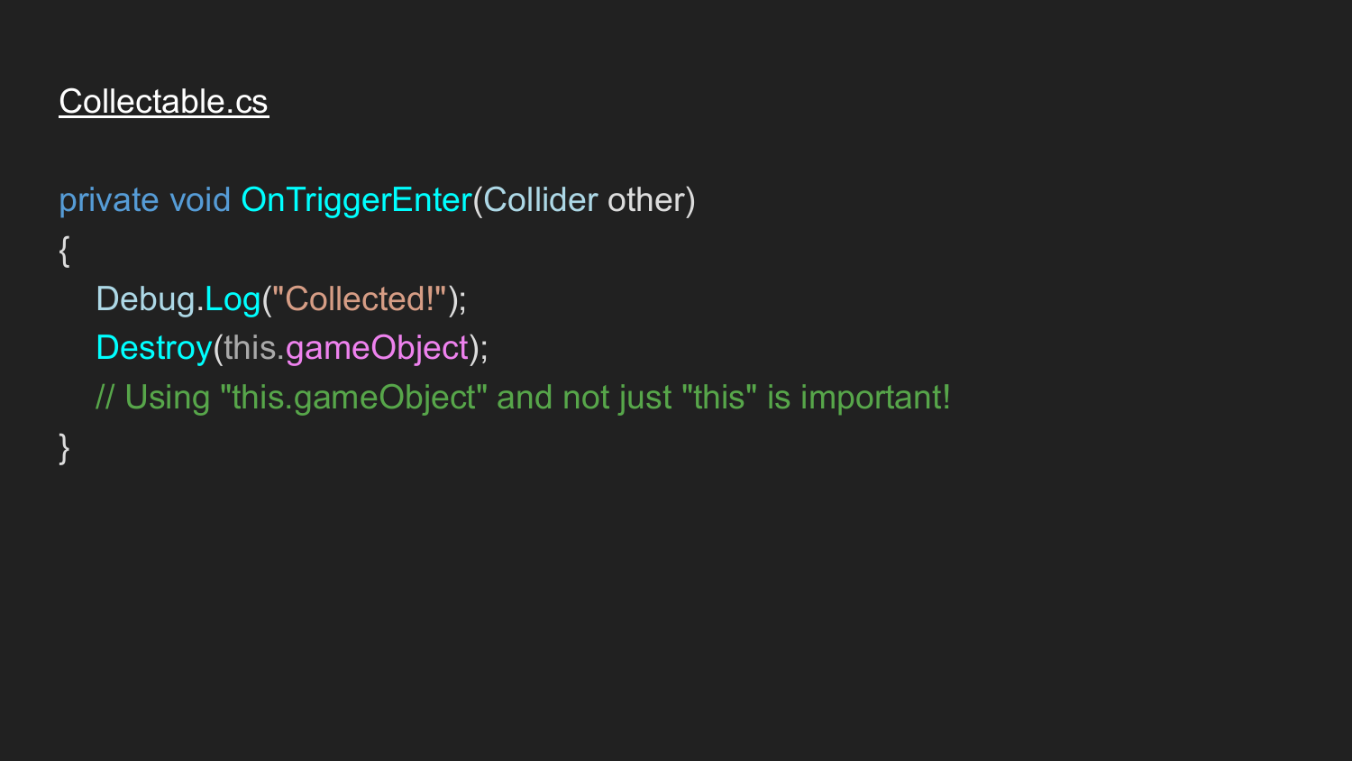Collectable.cs

```
private void OnTriggerEnter(Collider other)
{
    Debug.Log("Collected!");
    Destroy(this.gameObject);
    // Using "this.gameObject" and not just "this" is important!
}
```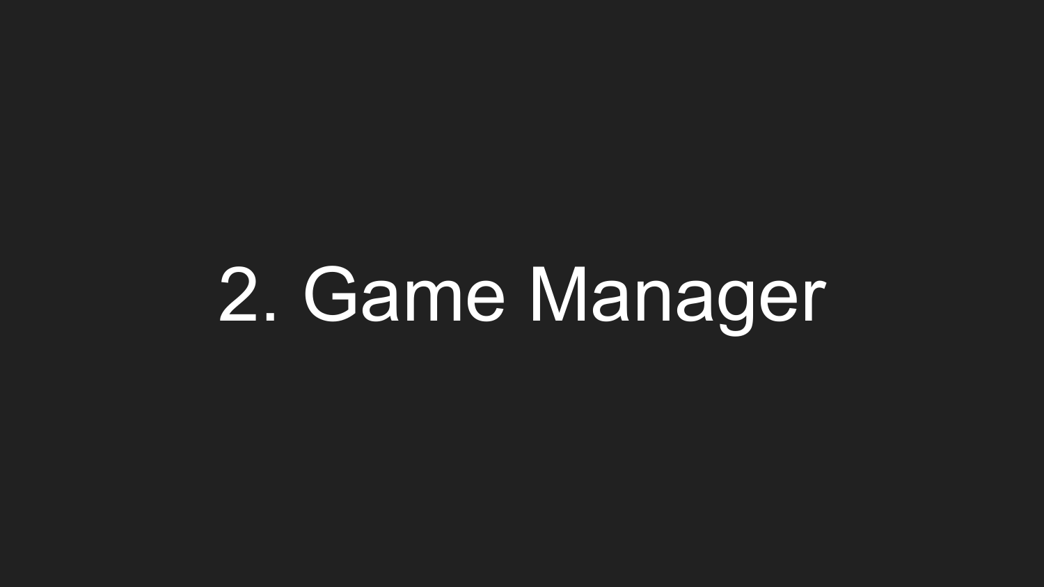# 2. Game Manager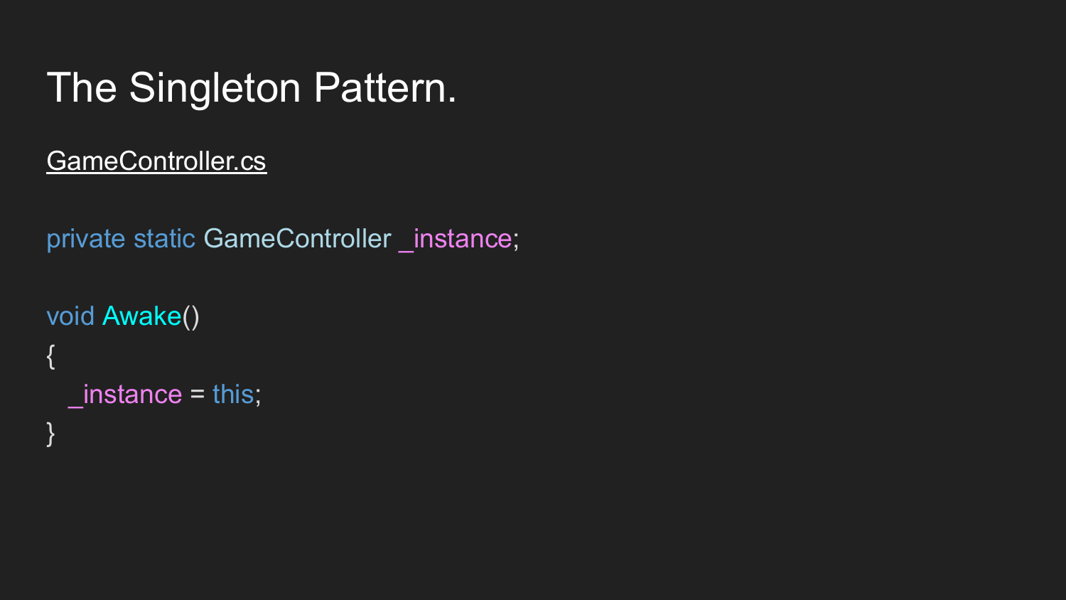# The Singleton Pattern.

<u>GameController.cs</u>

```
private static GameController _instance;

void Awake()
{
   _instance = this;
}
```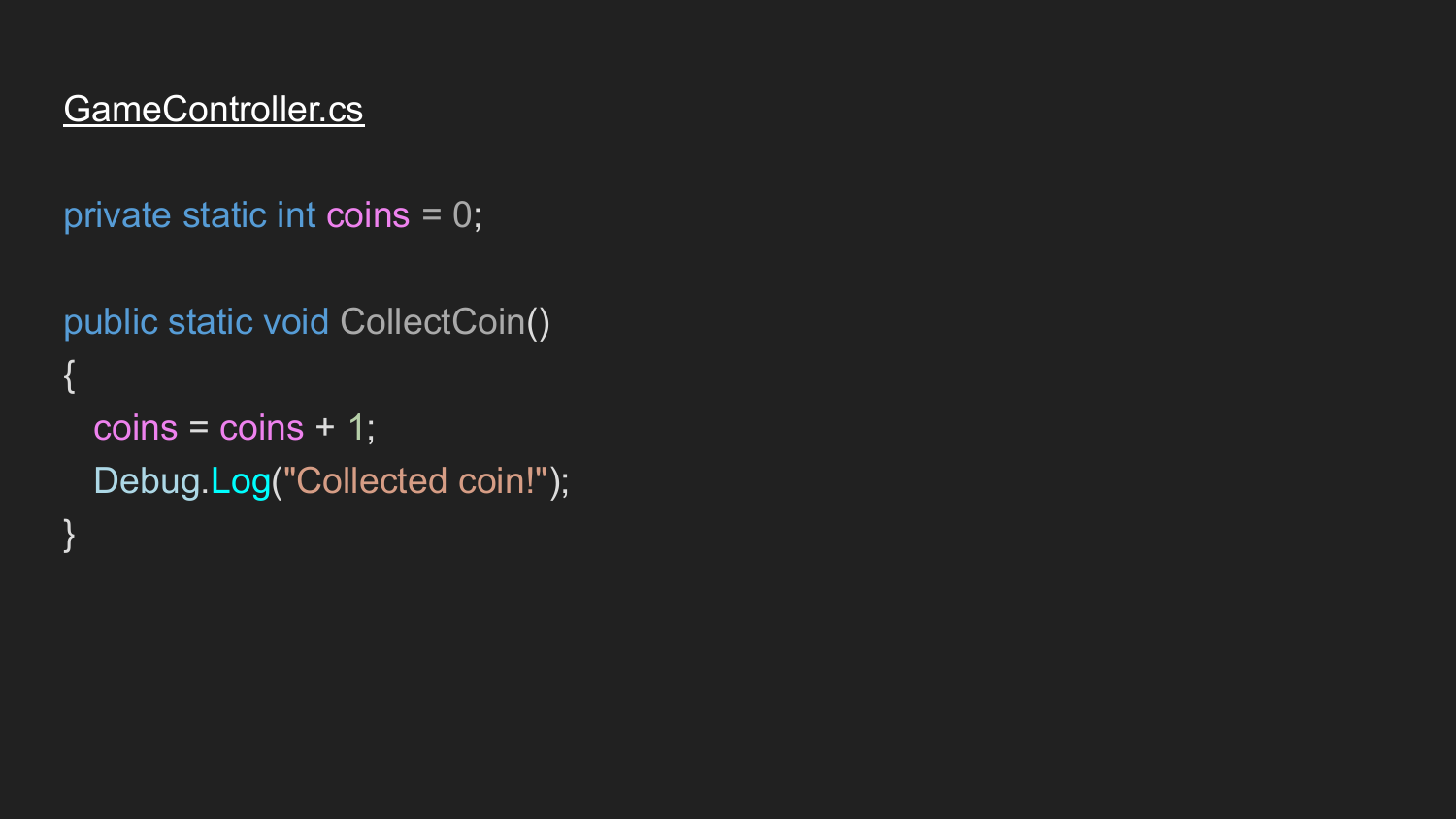GameController.cs

```csharp
private static int coins = 0;

public static void CollectCoin()
{
  coins = coins + 1;
  Debug.Log("Collected coin!");
}
```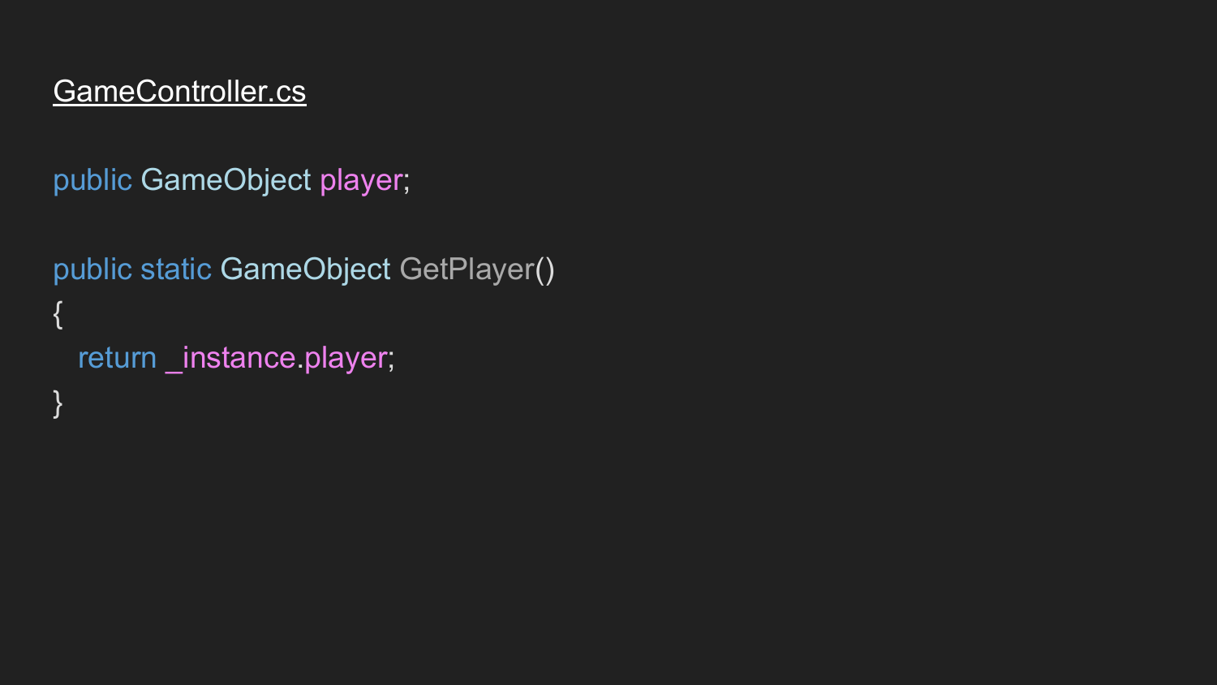GameController.cs

```
public GameObject player;

public static GameObject GetPlayer()
{
   return _instance.player;
}
```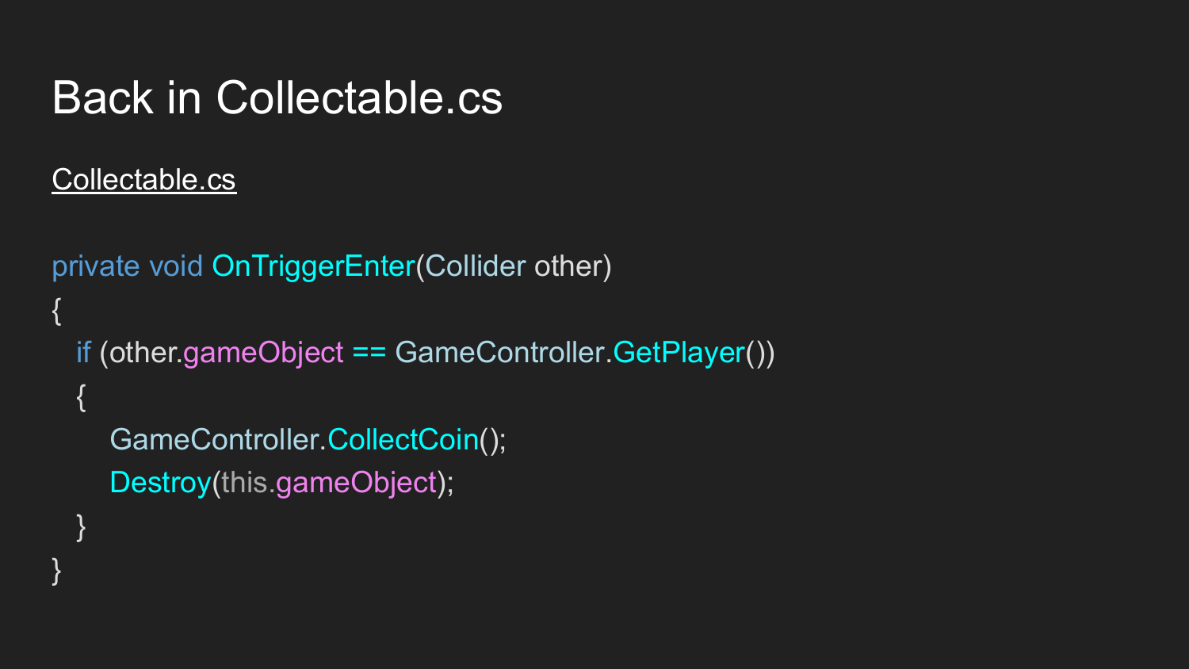# Back in Collectable.cs

Collectable.cs

```
private void OnTriggerEnter(Collider other)
{
   if (other.gameObject == GameController.GetPlayer())
   {
       GameController.CollectCoin();
       Destroy(this.gameObject);
   }
}
```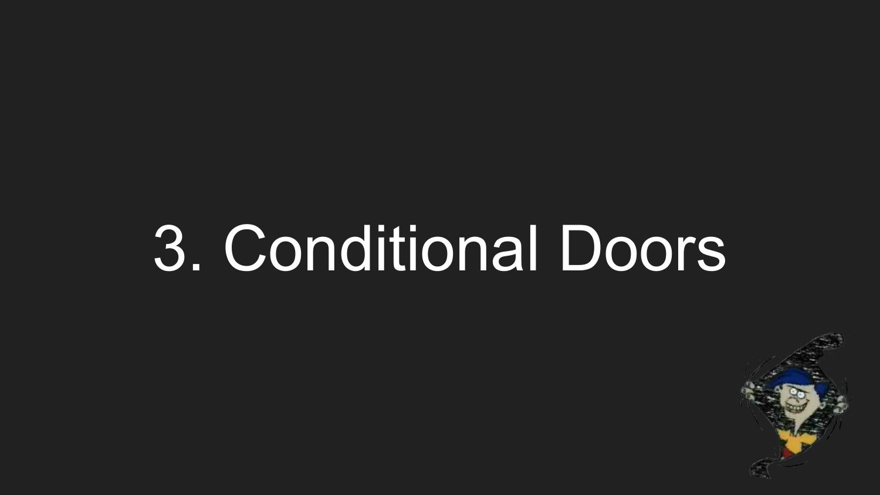# 3. Conditional Doors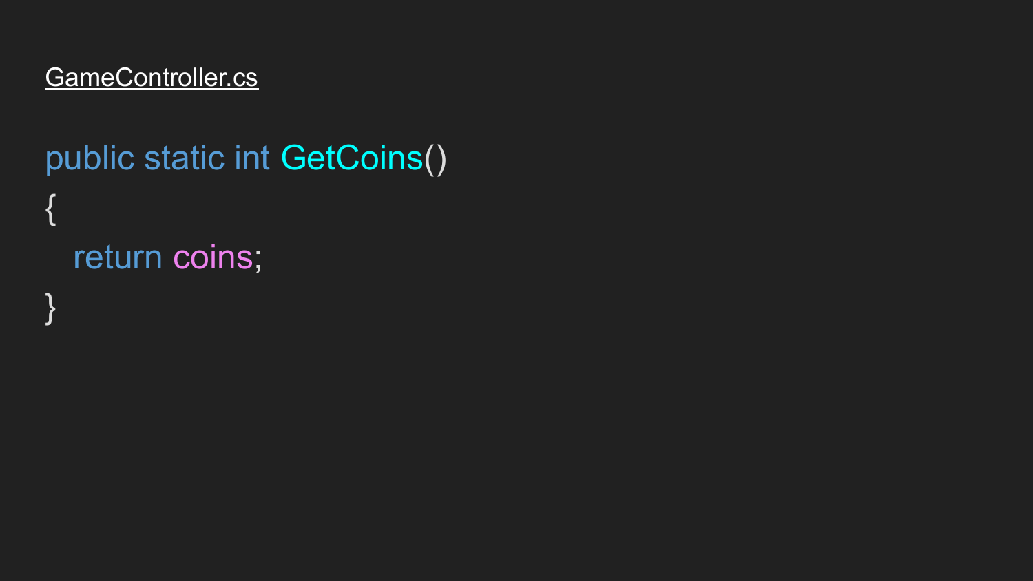GameController.cs

```
public static int GetCoins()
{
    return coins;
}
```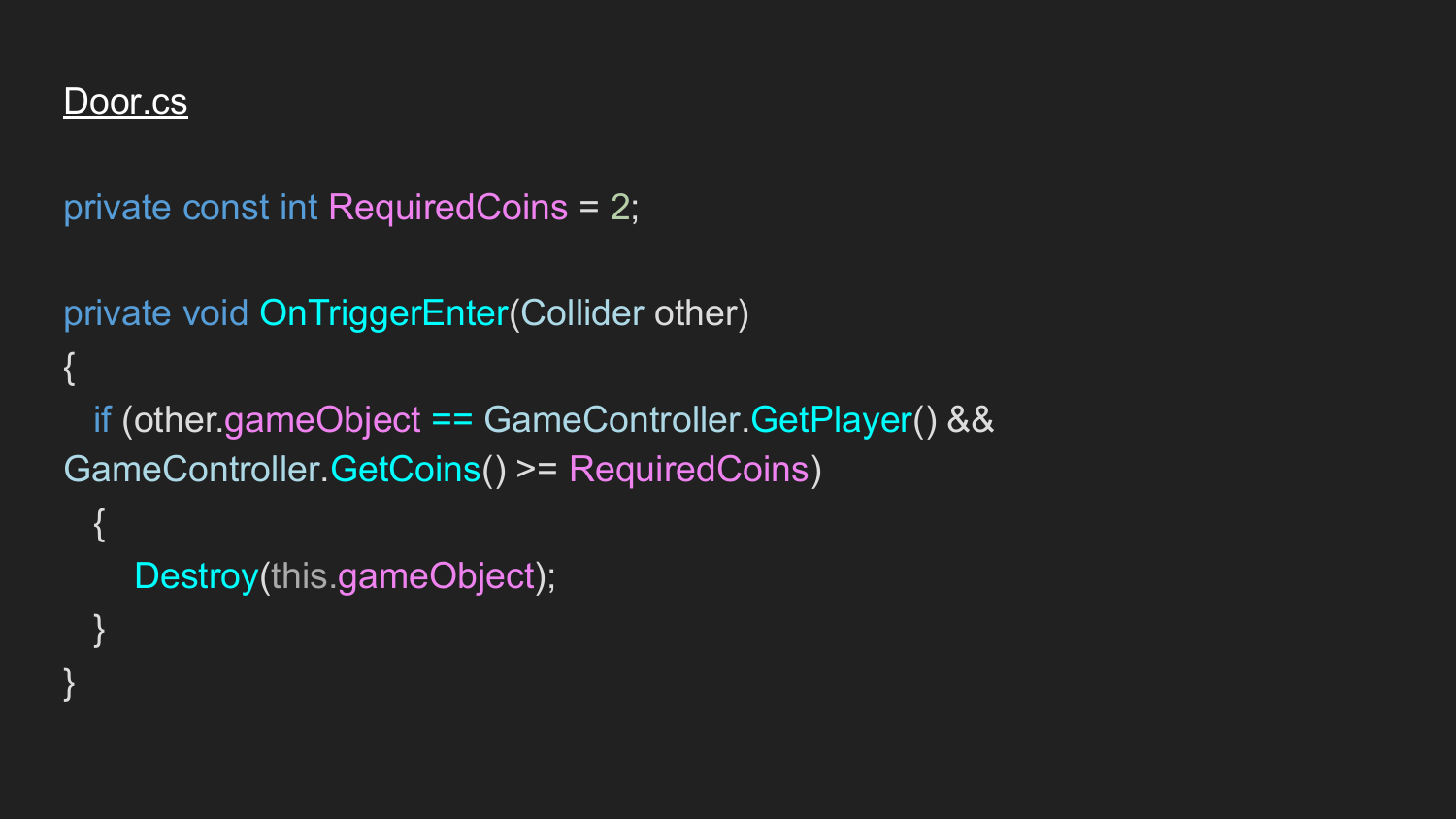Door.cs

```
private const int RequiredCoins = 2;

private void OnTriggerEnter(Collider other)
{
   if (other.gameObject == GameController.GetPlayer() &&
GameController.GetCoins() >= RequiredCoins)
   {
      Destroy(this.gameObject);
   }
}
```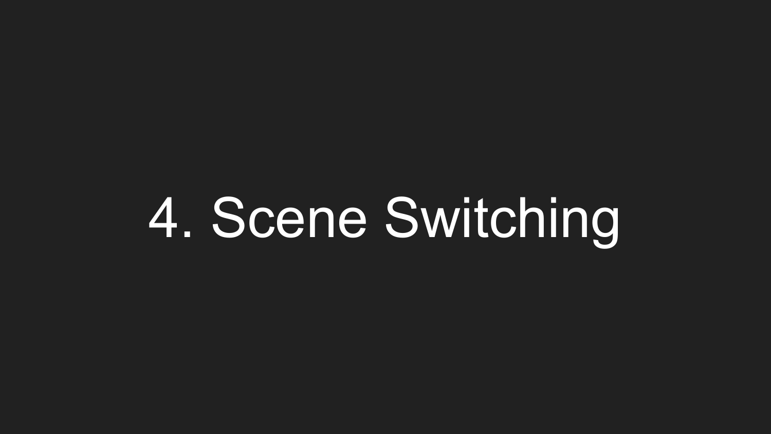# 4. Scene Switching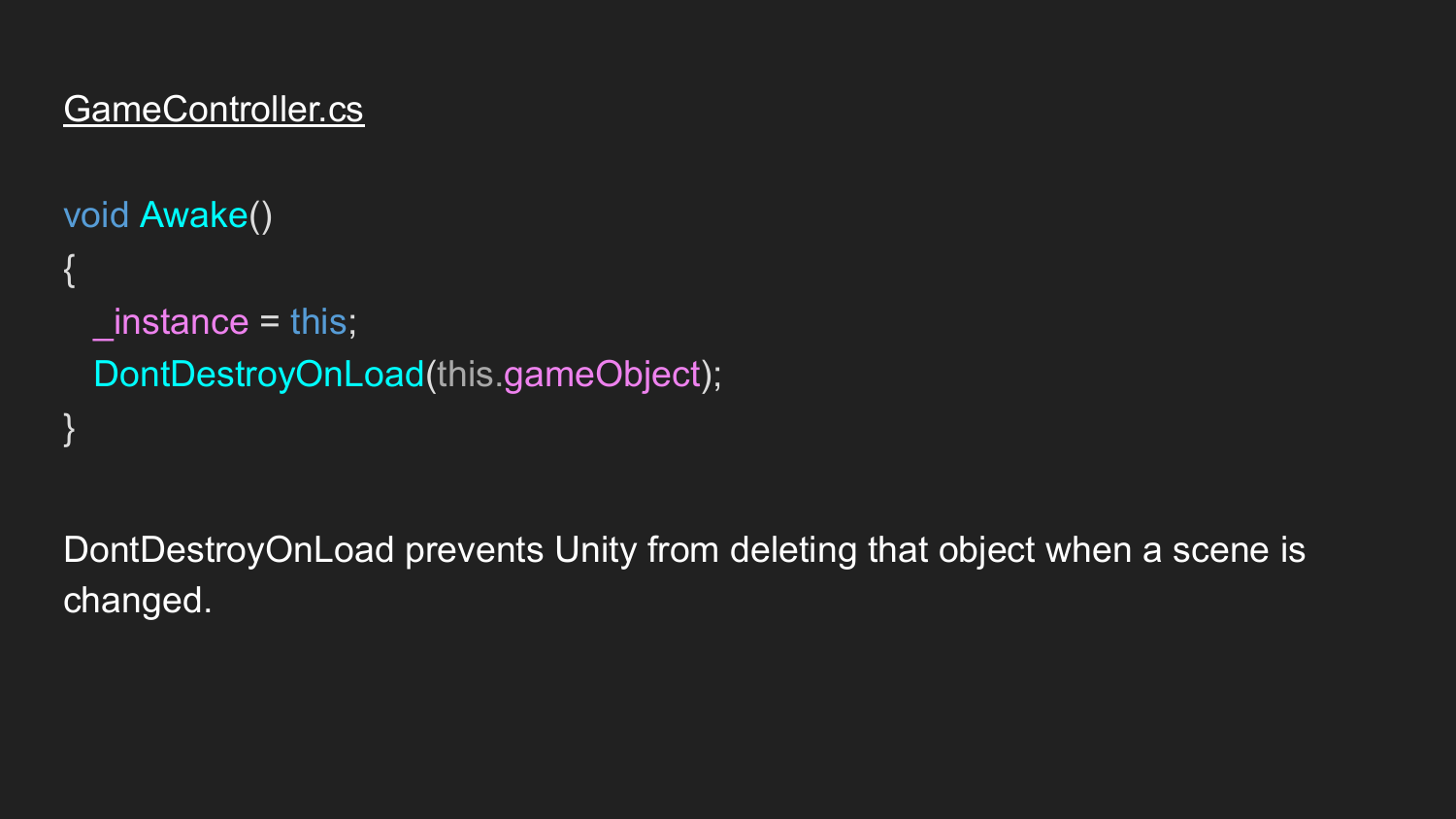GameController.cs

```
void Awake()
{
   _instance = this;
   DontDestroyOnLoad(this.gameObject);
}
```

DontDestroyOnLoad prevents Unity from deleting that object when a scene is changed.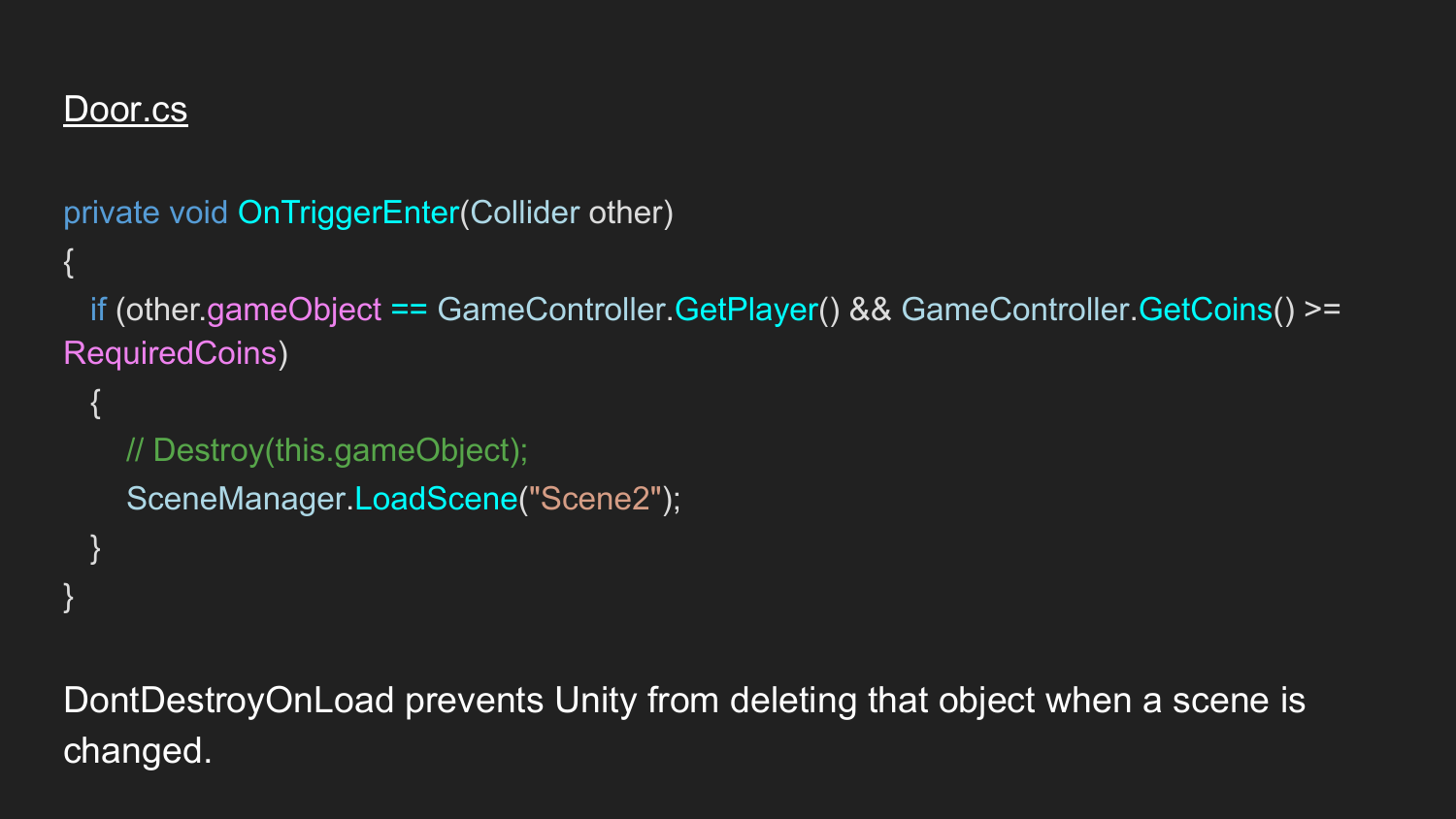Door.cs

```
private void OnTriggerEnter(Collider other)
{
   if (other.gameObject == GameController.GetPlayer() && GameController.GetCoins() >= RequiredCoins)
   {
       // Destroy(this.gameObject);
       SceneManager.LoadScene("Scene2");
   }
}
```

DontDestroyOnLoad prevents Unity from deleting that object when a scene is changed.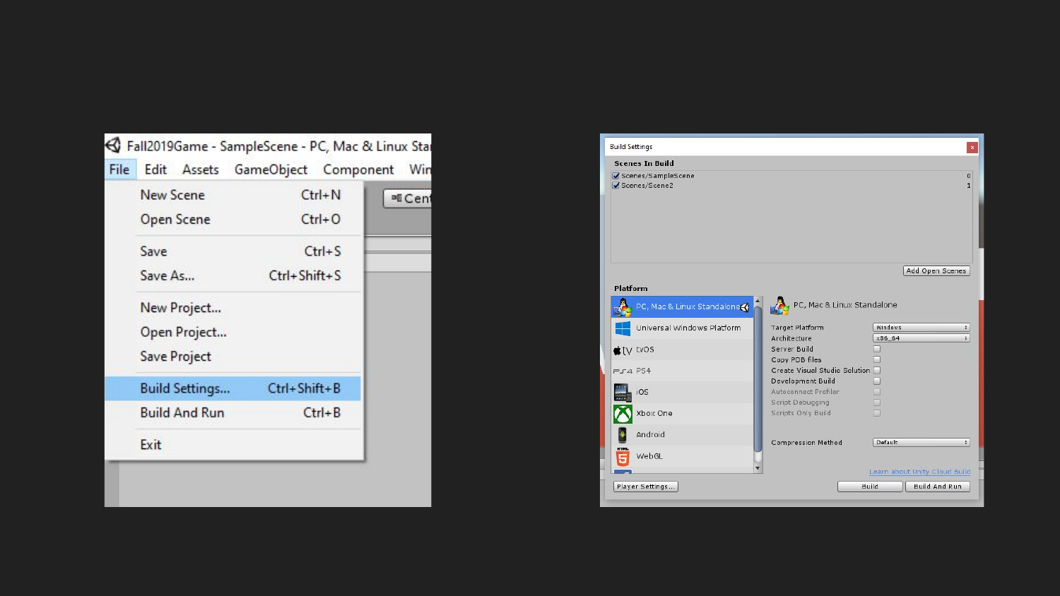Fall2019Game - SampleScene - PC, Mac & Linux Sta

File Edit Assets GameObject Component Win

| | |
|---|---|
| New Scene | Ctrl+N |
| Open Scene | Ctrl+O |
| Save | Ctrl+S |
| Save As... | Ctrl+Shift+S |
| New Project... | |
| Open Project... | |
| Save Project | |
| Build Settings... | Ctrl+Shift+B |
| Build And Run | Ctrl+B |
| Exit | |

Build Settings

**Scenes In Build**

- Scenes/SampleScene 0
- Scenes/Scene2 1

Add Open Scenes

**Platform**

- PC, Mac & Linux Standalone
- Universal Windows Platform
- tvOS
- PS4
- iOS
- Xbox One
- Android
- WebGL

PC, Mac & Linux Standalone

| | |
|---|---|
| Target Platform | Windows |
| Architecture | x86_64 |
| Server Build | |
| Copy PDB files | |
| Create Visual Studio Solution | |
| Development Build | |
| Autoconnect Profiler | |
| Script Debugging | |
| Scripts Only Build | |
| Compression Method | Default |

Learn about Unity Cloud Build

Player Settings... Build Build And Run